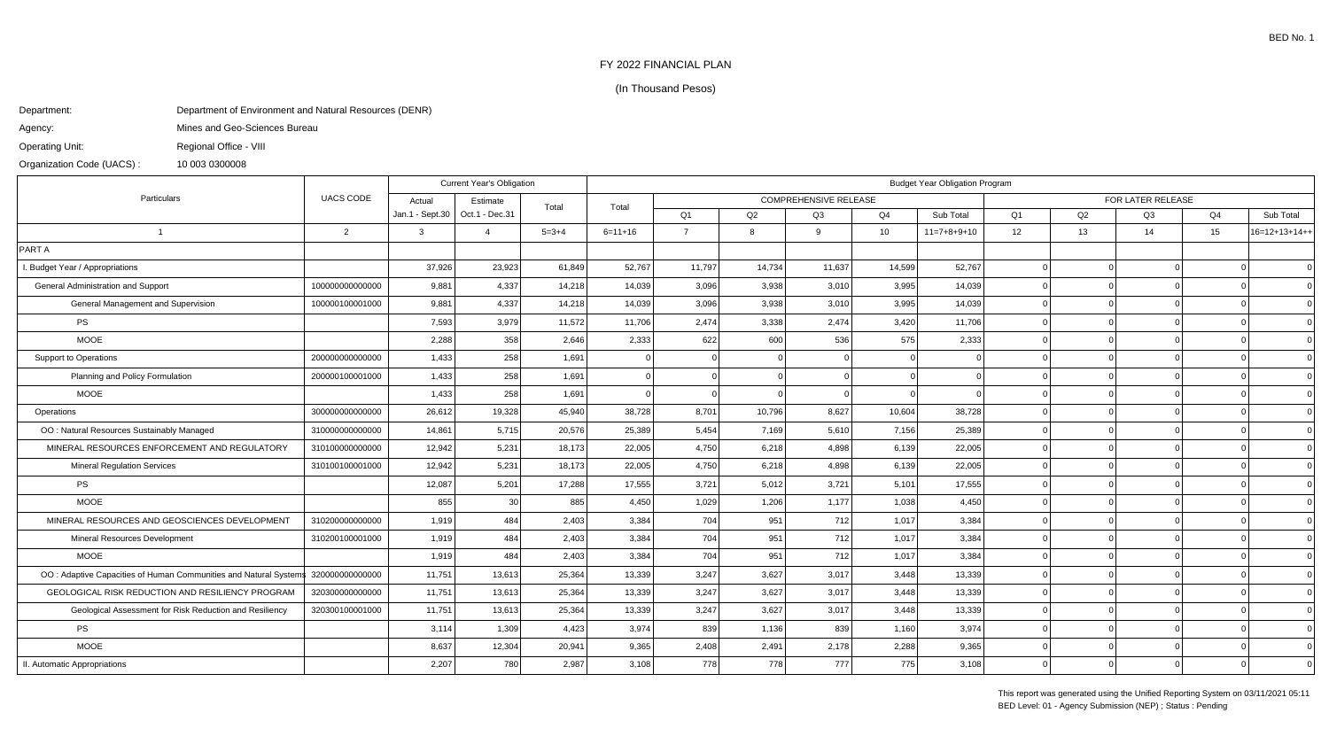BED No. 1

# FY 2022 FINANCIAL PLAN

(In Thousand Pesos)

Department: Department of Environment and Natural Resources (DENR)

Agency: Mines and Geo-Sciences Bureau

Operating Unit: Regional Office - VIII

Organization Code (UACS) : 10 003 0300008

| Particulars | UACS CODE | Current Year's Obligation | | | Budget Year Obligation Program | | | | | | | | | | |
|---|---|---|---|---|---|---|---|---|---|---|---|---|---|---|---|
| | | Actual | Estimate | Total | Total | COMPREHENSIVE RELEASE | | | | | FOR LATER RELEASE | | | | |
| | | Jan.1 - Sept.30 | Oct.1 - Dec.31 | | | Q1 | Q2 | Q3 | Q4 | Sub Total | Q1 | Q2 | Q3 | Q4 | Sub Total |
| 1 | 2 | 3 | 4 | 5=3+4 | 6=11+16 | 7 | 8 | 9 | 10 | 11=7+8+9+10 | 12 | 13 | 14 | 15 | 16=12+13+14++ |
| PART A | | | | | | | | | | | | | | | |
| I. Budget Year / Appropriations | | 37,926 | 23,923 | 61,849 | 52,767 | 11,797 | 14,734 | 11,637 | 14,599 | 52,767 | 0 | 0 | 0 | 0 | 0 |
| General Administration and Support | 100000000000000 | 9,881 | 4,337 | 14,218 | 14,039 | 3,096 | 3,938 | 3,010 | 3,995 | 14,039 | 0 | 0 | 0 | 0 | 0 |
| General Management and Supervision | 100000100001000 | 9,881 | 4,337 | 14,218 | 14,039 | 3,096 | 3,938 | 3,010 | 3,995 | 14,039 | 0 | 0 | 0 | 0 | 0 |
| PS | | 7,593 | 3,979 | 11,572 | 11,706 | 2,474 | 3,338 | 2,474 | 3,420 | 11,706 | 0 | 0 | 0 | 0 | 0 |
| MOOE | | 2,288 | 358 | 2,646 | 2,333 | 622 | 600 | 536 | 575 | 2,333 | 0 | 0 | 0 | 0 | 0 |
| Support to Operations | 200000000000000 | 1,433 | 258 | 1,691 | 0 | 0 | 0 | 0 | 0 | 0 | 0 | 0 | 0 | 0 | 0 |
| Planning and Policy Formulation | 200000100001000 | 1,433 | 258 | 1,691 | 0 | 0 | 0 | 0 | 0 | 0 | 0 | 0 | 0 | 0 | 0 |
| MOOE | | 1,433 | 258 | 1,691 | 0 | 0 | 0 | 0 | 0 | 0 | 0 | 0 | 0 | 0 | 0 |
| Operations | 300000000000000 | 26,612 | 19,328 | 45,940 | 38,728 | 8,701 | 10,796 | 8,627 | 10,604 | 38,728 | 0 | 0 | 0 | 0 | 0 |
| OO : Natural Resources Sustainably Managed | 310000000000000 | 14,861 | 5,715 | 20,576 | 25,389 | 5,454 | 7,169 | 5,610 | 7,156 | 25,389 | 0 | 0 | 0 | 0 | 0 |
| MINERAL RESOURCES ENFORCEMENT AND REGULATORY | 310100000000000 | 12,942 | 5,231 | 18,173 | 22,005 | 4,750 | 6,218 | 4,898 | 6,139 | 22,005 | 0 | 0 | 0 | 0 | 0 |
| Mineral Regulation Services | 310100100001000 | 12,942 | 5,231 | 18,173 | 22,005 | 4,750 | 6,218 | 4,898 | 6,139 | 22,005 | 0 | 0 | 0 | 0 | 0 |
| PS | | 12,087 | 5,201 | 17,288 | 17,555 | 3,721 | 5,012 | 3,721 | 5,101 | 17,555 | 0 | 0 | 0 | 0 | 0 |
| MOOE | | 855 | 30 | 885 | 4,450 | 1,029 | 1,206 | 1,177 | 1,038 | 4,450 | 0 | 0 | 0 | 0 | 0 |
| MINERAL RESOURCES AND GEOSCIENCES DEVELOPMENT | 310200000000000 | 1,919 | 484 | 2,403 | 3,384 | 704 | 951 | 712 | 1,017 | 3,384 | 0 | 0 | 0 | 0 | 0 |
| Mineral Resources Development | 310200100001000 | 1,919 | 484 | 2,403 | 3,384 | 704 | 951 | 712 | 1,017 | 3,384 | 0 | 0 | 0 | 0 | 0 |
| MOOE | | 1,919 | 484 | 2,403 | 3,384 | 704 | 951 | 712 | 1,017 | 3,384 | 0 | 0 | 0 | 0 | 0 |
| OO : Adaptive Capacities of Human Communities and Natural Systems | 320000000000000 | 11,751 | 13,613 | 25,364 | 13,339 | 3,247 | 3,627 | 3,017 | 3,448 | 13,339 | 0 | 0 | 0 | 0 | 0 |
| GEOLOGICAL RISK REDUCTION AND RESILIENCY PROGRAM | 320300000000000 | 11,751 | 13,613 | 25,364 | 13,339 | 3,247 | 3,627 | 3,017 | 3,448 | 13,339 | 0 | 0 | 0 | 0 | 0 |
| Geological Assessment for Risk Reduction and Resiliency | 320300100001000 | 11,751 | 13,613 | 25,364 | 13,339 | 3,247 | 3,627 | 3,017 | 3,448 | 13,339 | 0 | 0 | 0 | 0 | 0 |
| PS | | 3,114 | 1,309 | 4,423 | 3,974 | 839 | 1,136 | 839 | 1,160 | 3,974 | 0 | 0 | 0 | 0 | 0 |
| MOOE | | 8,637 | 12,304 | 20,941 | 9,365 | 2,408 | 2,491 | 2,178 | 2,288 | 9,365 | 0 | 0 | 0 | 0 | 0 |
| II. Automatic Appropriations | | 2,207 | 780 | 2,987 | 3,108 | 778 | 778 | 777 | 775 | 3,108 | 0 | 0 | 0 | 0 | 0 |

This report was generated using the Unified Reporting System on 03/11/2021 05:11
BED Level: 01 - Agency Submission (NEP) ; Status : Pending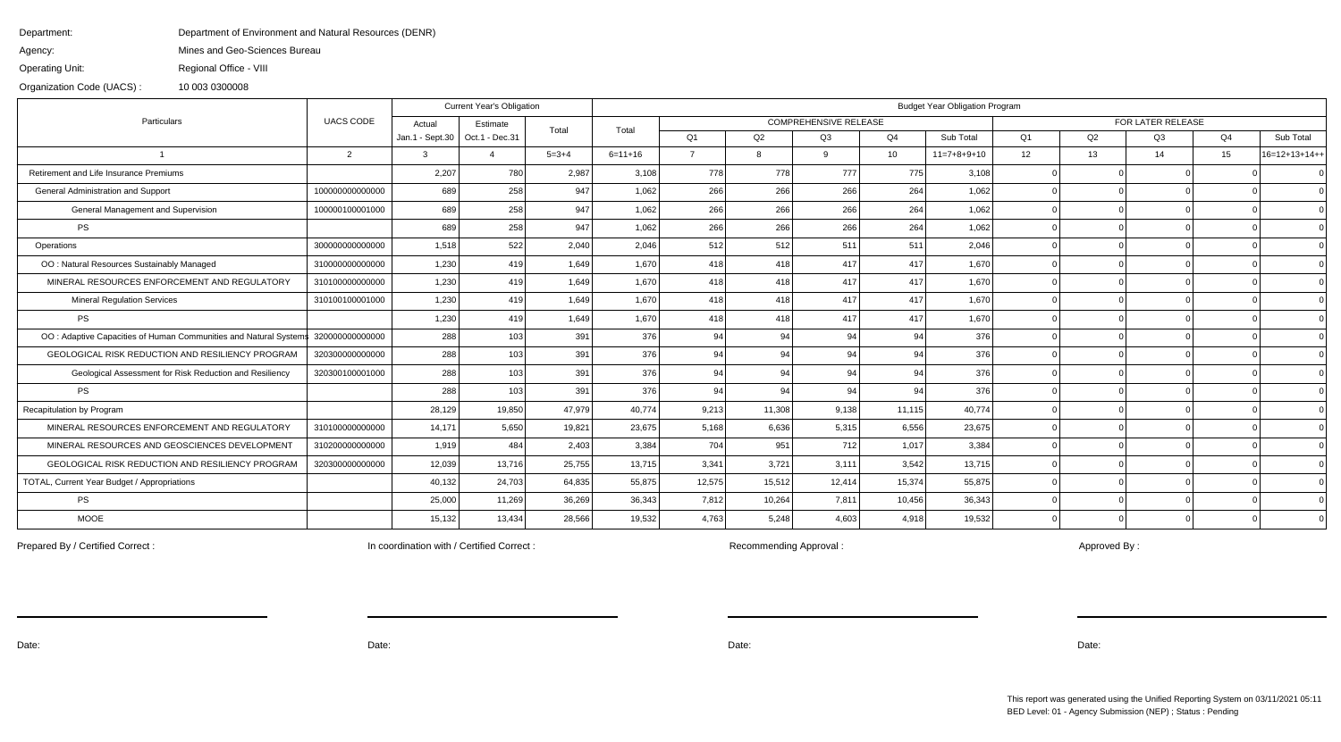Department: Department of Environment and Natural Resources (DENR)

Agency: Mines and Geo-Sciences Bureau

Operating Unit: Regional Office - VIII

Organization Code (UACS) : 10 003 0300008

| Particulars | UACS CODE | Current Year's Obligation | | | Budget Year Obligation Program | | | | | | | | | | |
|---|---|---|---|---|---|---|---|---|---|---|---|---|---|---|---|
| | | Actual | Estimate | Total | Total | COMPREHENSIVE RELEASE | | | | | FOR LATER RELEASE | | | | |
| | | Jan.1 - Sept.30 | Oct.1 - Dec.31 | | | Q1 | Q2 | Q3 | Q4 | Sub Total | Q1 | Q2 | Q3 | Q4 | Sub Total |
| 1 | 2 | 3 | 4 | 5=3+4 | 6=11+16 | 7 | 8 | 9 | 10 | 11=7+8+9+10 | 12 | 13 | 14 | 15 | 16=12+13+14++ |
| Retirement and Life Insurance Premiums | | 2,207 | 780 | 2,987 | 3,108 | 778 | 778 | 777 | 775 | 3,108 | 0 | 0 | 0 | 0 | 0 |
| General Administration and Support | 100000000000000 | 689 | 258 | 947 | 1,062 | 266 | 266 | 266 | 264 | 1,062 | 0 | 0 | 0 | 0 | 0 |
| General Management and Supervision | 100000100001000 | 689 | 258 | 947 | 1,062 | 266 | 266 | 266 | 264 | 1,062 | 0 | 0 | 0 | 0 | 0 |
| PS | | 689 | 258 | 947 | 1,062 | 266 | 266 | 266 | 264 | 1,062 | 0 | 0 | 0 | 0 | 0 |
| Operations | 300000000000000 | 1,518 | 522 | 2,040 | 2,046 | 512 | 512 | 511 | 511 | 2,046 | 0 | 0 | 0 | 0 | 0 |
| OO : Natural Resources Sustainably Managed | 310000000000000 | 1,230 | 419 | 1,649 | 1,670 | 418 | 418 | 417 | 417 | 1,670 | 0 | 0 | 0 | 0 | 0 |
| MINERAL RESOURCES ENFORCEMENT AND REGULATORY | 310100000000000 | 1,230 | 419 | 1,649 | 1,670 | 418 | 418 | 417 | 417 | 1,670 | 0 | 0 | 0 | 0 | 0 |
| Mineral Regulation Services | 310100100001000 | 1,230 | 419 | 1,649 | 1,670 | 418 | 418 | 417 | 417 | 1,670 | 0 | 0 | 0 | 0 | 0 |
| PS | | 1,230 | 419 | 1,649 | 1,670 | 418 | 418 | 417 | 417 | 1,670 | 0 | 0 | 0 | 0 | 0 |
| OO : Adaptive Capacities of Human Communities and Natural Systems | 320000000000000 | 288 | 103 | 391 | 376 | 94 | 94 | 94 | 94 | 376 | 0 | 0 | 0 | 0 | 0 |
| GEOLOGICAL RISK REDUCTION AND RESILIENCY PROGRAM | 320300000000000 | 288 | 103 | 391 | 376 | 94 | 94 | 94 | 94 | 376 | 0 | 0 | 0 | 0 | 0 |
| Geological Assessment for Risk Reduction and Resiliency | 320300100001000 | 288 | 103 | 391 | 376 | 94 | 94 | 94 | 94 | 376 | 0 | 0 | 0 | 0 | 0 |
| PS | | 288 | 103 | 391 | 376 | 94 | 94 | 94 | 94 | 376 | 0 | 0 | 0 | 0 | 0 |
| Recapitulation by Program | | 28,129 | 19,850 | 47,979 | 40,774 | 9,213 | 11,308 | 9,138 | 11,115 | 40,774 | 0 | 0 | 0 | 0 | 0 |
| MINERAL RESOURCES ENFORCEMENT AND REGULATORY | 310100000000000 | 14,171 | 5,650 | 19,821 | 23,675 | 5,168 | 6,636 | 5,315 | 6,556 | 23,675 | 0 | 0 | 0 | 0 | 0 |
| MINERAL RESOURCES AND GEOSCIENCES DEVELOPMENT | 310200000000000 | 1,919 | 484 | 2,403 | 3,384 | 704 | 951 | 712 | 1,017 | 3,384 | 0 | 0 | 0 | 0 | 0 |
| GEOLOGICAL RISK REDUCTION AND RESILIENCY PROGRAM | 320300000000000 | 12,039 | 13,716 | 25,755 | 13,715 | 3,341 | 3,721 | 3,111 | 3,542 | 13,715 | 0 | 0 | 0 | 0 | 0 |
| TOTAL, Current Year Budget / Appropriations | | 40,132 | 24,703 | 64,835 | 55,875 | 12,575 | 15,512 | 12,414 | 15,374 | 55,875 | 0 | 0 | 0 | 0 | 0 |
| PS | | 25,000 | 11,269 | 36,269 | 36,343 | 7,812 | 10,264 | 7,811 | 10,456 | 36,343 | 0 | 0 | 0 | 0 | 0 |
| MOOE | | 15,132 | 13,434 | 28,566 | 19,532 | 4,763 | 5,248 | 4,603 | 4,918 | 19,532 | 0 | 0 | 0 | 0 | 0 |

Prepared By / Certified Correct :

In coordination with / Certified Correct :

Recommending Approval :

Approved By :

Date:

Date:

Date:

Date:

This report was generated using the Unified Reporting System on 03/11/2021 05:11
BED Level: 01 - Agency Submission (NEP) ; Status : Pending